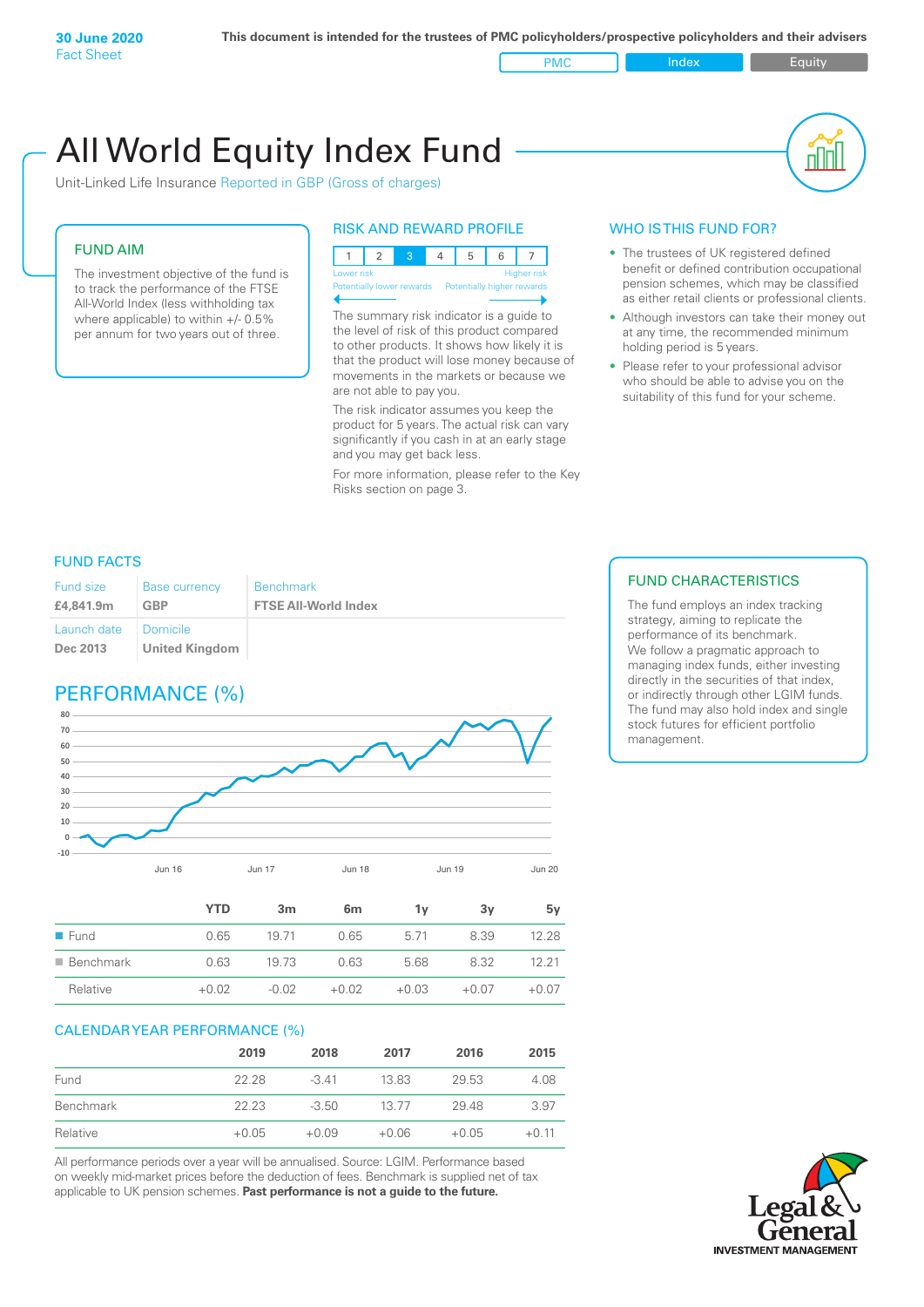**30 June 2020**
Fact Sheet

**This document is intended for the trustees of PMC policyholders/prospective policyholders and their advisers**

PMC | Index | Equity

# All World Equity Index Fund

Unit-Linked Life Insurance Reported in GBP (Gross of charges)

## FUND AIM

The investment objective of the fund is to track the performance of the FTSE All-World Index (less withholding tax where applicable) to within +/- 0.5% per annum for two years out of three.

## RISK AND REWARD PROFILE

| 1 | 2 | **3** | 4 | 5 | 6 | 7 |
|---|---|---|---|---|---|---|

Lower risk — Higher risk
Potentially lower rewards — Potentially higher rewards

The summary risk indicator is a guide to the level of risk of this product compared to other products. It shows how likely it is that the product will lose money because of movements in the markets or because we are not able to pay you.

The risk indicator assumes you keep the product for 5 years. The actual risk can vary significantly if you cash in at an early stage and you may get back less.

For more information, please refer to the Key Risks section on page 3.

## WHO IS THIS FUND FOR?

- The trustees of UK registered defined benefit or defined contribution occupational pension schemes, which may be classified as either retail clients or professional clients.
- Although investors can take their money out at any time, the recommended minimum holding period is 5 years.
- Please refer to your professional advisor who should be able to advise you on the suitability of this fund for your scheme.

## FUND FACTS

| Fund size | Base currency | Benchmark |
|---|---|---|
| **£4,841.9m** | **GBP** | **FTSE All-World Index** |
| **Launch date** | **Domicile** | |
| **Dec 2013** | **United Kingdom** | |

## FUND CHARACTERISTICS

The fund employs an index tracking strategy, aiming to replicate the performance of its benchmark. We follow a pragmatic approach to managing index funds, either investing directly in the securities of that index, or indirectly through other LGIM funds. The fund may also hold index and single stock futures for efficient portfolio management.

## PERFORMANCE (%)

| | YTD | 3m | 6m | 1y | 3y | 5y |
|---|---|---|---|---|---|---|
| Fund | 0.65 | 19.71 | 0.65 | 5.71 | 8.39 | 12.28 |
| Benchmark | 0.63 | 19.73 | 0.63 | 5.68 | 8.32 | 12.21 |
| Relative | +0.02 | -0.02 | +0.02 | +0.03 | +0.07 | +0.07 |

## CALENDAR YEAR PERFORMANCE (%)

| | 2019 | 2018 | 2017 | 2016 | 2015 |
|---|---|---|---|---|---|
| Fund | 22.28 | -3.41 | 13.83 | 29.53 | 4.08 |
| Benchmark | 22.23 | -3.50 | 13.77 | 29.48 | 3.97 |
| Relative | +0.05 | +0.09 | +0.06 | +0.05 | +0.11 |

All performance periods over a year will be annualised. Source: LGIM. Performance based on weekly mid-market prices before the deduction of fees. Benchmark is supplied net of tax applicable to UK pension schemes. **Past performance is not a guide to the future.**

Legal & General INVESTMENT MANAGEMENT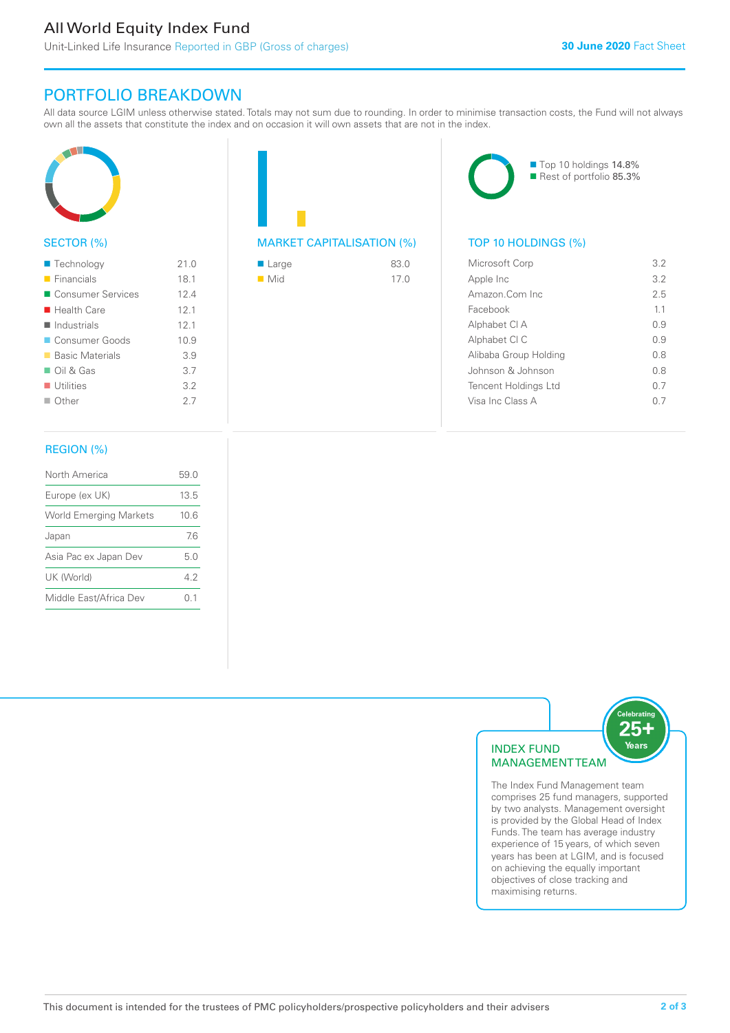# All World Equity Index Fund

Unit-Linked Life Insurance Reported in GBP (Gross of charges)

30 June 2020 Fact Sheet

## PORTFOLIO BREAKDOWN

All data source LGIM unless otherwise stated. Totals may not sum due to rounding. In order to minimise transaction costs, the Fund will not always own all the assets that constitute the index and on occasion it will own assets that are not in the index.

### SECTOR (%)

| Sector | % |
|---|---|
| Technology | 21.0 |
| Financials | 18.1 |
| Consumer Services | 12.4 |
| Health Care | 12.1 |
| Industrials | 12.1 |
| Consumer Goods | 10.9 |
| Basic Materials | 3.9 |
| Oil & Gas | 3.7 |
| Utilities | 3.2 |
| Other | 2.7 |

### MARKET CAPITALISATION (%)

| Market Cap | % |
|---|---|
| Large | 83.0 |
| Mid | 17.0 |

### TOP 10 HOLDINGS (%)

Top 10 holdings 14.8%
Rest of portfolio 85.3%

| Holding | % |
|---|---|
| Microsoft Corp | 3.2 |
| Apple Inc | 3.2 |
| Amazon.Com Inc | 2.5 |
| Facebook | 1.1 |
| Alphabet Cl A | 0.9 |
| Alphabet Cl C | 0.9 |
| Alibaba Group Holding | 0.8 |
| Johnson & Johnson | 0.8 |
| Tencent Holdings Ltd | 0.7 |
| Visa Inc Class A | 0.7 |

### REGION (%)

| Region | % |
|---|---|
| North America | 59.0 |
| Europe (ex UK) | 13.5 |
| World Emerging Markets | 10.6 |
| Japan | 7.6 |
| Asia Pac ex Japan Dev | 5.0 |
| UK (World) | 4.2 |
| Middle East/Africa Dev | 0.1 |

### INDEX FUND MANAGEMENT TEAM

Celebrating 25+ Years

The Index Fund Management team comprises 25 fund managers, supported by two analysts. Management oversight is provided by the Global Head of Index Funds. The team has average industry experience of 15 years, of which seven years has been at LGIM, and is focused on achieving the equally important objectives of close tracking and maximising returns.

This document is intended for the trustees of PMC policyholders/prospective policyholders and their advisers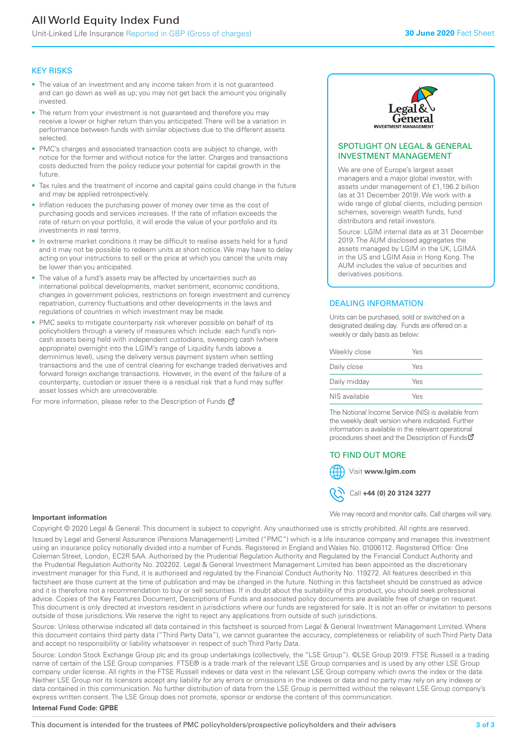## KEY RISKS

- The value of an investment and any income taken from it is not guaranteed and can go down as well as up; you may not get back the amount you originally invested.
- The return from your investment is not guaranteed and therefore you may receive a lower or higher return than you anticipated. There will be a variation in performance between funds with similar objectives due to the different assets selected.
- PMC's charges and associated transaction costs are subject to change, with notice for the former and without notice for the latter. Charges and transactions costs deducted from the policy reduce your potential for capital growth in the future.
- Tax rules and the treatment of income and capital gains could change in the future and may be applied retrospectively.
- Inflation reduces the purchasing power of money over time as the cost of purchasing goods and services increases. If the rate of inflation exceeds the rate of return on your portfolio, it will erode the value of your portfolio and its investments in real terms.
- In extreme market conditions it may be difficult to realise assets held for a fund and it may not be possible to redeem units at short notice. We may have to delay acting on your instructions to sell or the price at which you cancel the units may be lower than you anticipated.
- The value of a fund's assets may be affected by uncertainties such as international political developments, market sentiment, economic conditions, changes in government policies, restrictions on foreign investment and currency repatriation, currency fluctuations and other developments in the laws and regulations of countries in which investment may be made.
- PMC seeks to mitigate counterparty risk wherever possible on behalf of its policyholders through a variety of measures which include: each fund's non-cash assets being held with independent custodians, sweeping cash (where appropriate) overnight into the LGIM's range of Liquidity funds (above a deminimus level), using the delivery versus payment system when settling transactions and the use of central clearing for exchange traded derivatives and forward foreign exchange transactions. However, in the event of the failure of a counterparty, custodian or issuer there is a residual risk that a fund may suffer asset losses which are unrecoverable.

For more information, please refer to the Description of Funds

## SPOTLIGHT ON LEGAL & GENERAL INVESTMENT MANAGEMENT

We are one of Europe's largest asset managers and a major global investor, with assets under management of £1,196.2 billion (as at 31 December 2019). We work with a wide range of global clients, including pension schemes, sovereign wealth funds, fund distributors and retail investors.

Source: LGIM internal data as at 31 December 2019. The AUM disclosed aggregates the assets managed by LGIM in the UK, LGIMA in the US and LGIM Asia in Hong Kong. The AUM includes the value of securities and derivatives positions.

## DEALING INFORMATION

Units can be purchased, sold or switched on a designated dealing day. Funds are offered on a weekly or daily basis as below:

| | |
|---|---|
| Weekly close | Yes |
| Daily close | Yes |
| Daily midday | Yes |
| NIS available | Yes |

The Notional Income Service (NIS) is available from the weekly dealt version where indicated. Further information is available in the relevant operational procedures sheet and the Description of Funds

## TO FIND OUT MORE

Visit **www.lgim.com**

Call **+44 (0) 20 3124 3277**

We may record and monitor calls. Call charges will vary.

**Important information**

Copyright © 2020 Legal & General. This document is subject to copyright. Any unauthorised use is strictly prohibited. All rights are reserved.

Issued by Legal and General Assurance (Pensions Management) Limited ("PMC") which is a life insurance company and manages this investment using an insurance policy notionally divided into a number of Funds. Registered in England and Wales No. 01006112. Registered Office: One Coleman Street, London, EC2R 5AA. Authorised by the Prudential Regulation Authority and Regulated by the Financial Conduct Authority and the Prudential Regulation Authority No. 202202. Legal & General Investment Management Limited has been appointed as the discretionary investment manager for this Fund, it is authorised and regulated by the Financial Conduct Authority No. 119272. All features described in this factsheet are those current at the time of publication and may be changed in the future. Nothing in this factsheet should be construed as advice and it is therefore not a recommendation to buy or sell securities. If in doubt about the suitability of this product, you should seek professional advice. Copies of the Key Features Document, Descriptions of Funds and associated policy documents are available free of charge on request. This document is only directed at investors resident in jurisdictions where our funds are registered for sale. It is not an offer or invitation to persons outside of those jurisdictions. We reserve the right to reject any applications from outside of such jurisdictions.

Source: Unless otherwise indicated all data contained in this factsheet is sourced from Legal & General Investment Management Limited. Where this document contains third party data ("Third Party Data"), we cannot guarantee the accuracy, completeness or reliability of such Third Party Data and accept no responsibility or liability whatsoever in respect of such Third Party Data.

Source: London Stock Exchange Group plc and its group undertakings (collectively, the "LSE Group"). ©LSE Group 2019. FTSE Russell is a trading name of certain of the LSE Group companies. FTSE® is a trade mark of the relevant LSE Group companies and is used by any other LSE Group company under license. All rights in the FTSE Russell indexes or data vest in the relevant LSE Group company which owns the index or the data. Neither LSE Group nor its licensors accept any liability for any errors or omissions in the indexes or data and no party may rely on any indexes or data contained in this communication. No further distribution of data from the LSE Group is permitted without the relevant LSE Group company's express written consent. The LSE Group does not promote, sponsor or endorse the content of this communication.

**Internal Fund Code: GPBE**